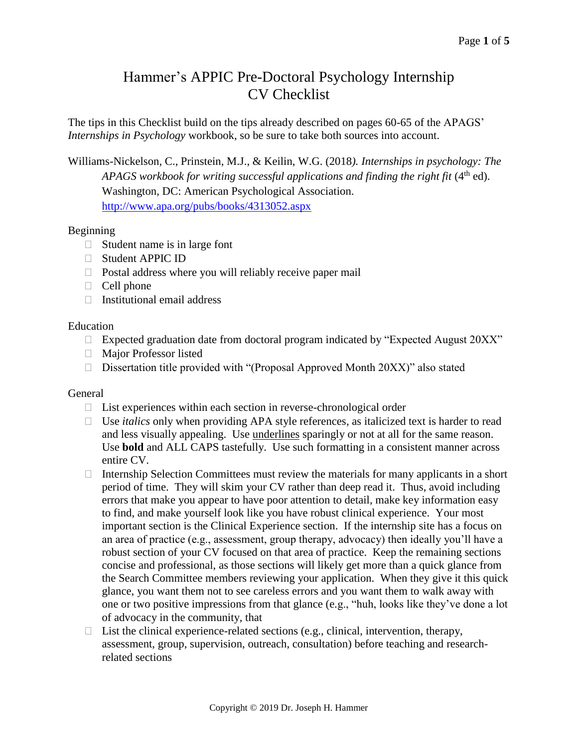# Hammer's APPIC Pre-Doctoral Psychology Internship CV Checklist

The tips in this Checklist build on the tips already described on pages 60-65 of the APAGS' *Internships in Psychology* workbook, so be sure to take both sources into account.

Williams-Nickelson, C., Prinstein, M.J., & Keilin, W.G. (2018). *Internships in psychology: The APAGS workbook for writing successful applications and finding the right fit* (4th ed). Washington, DC: American Psychological Association. http://www.apa.org/pubs/books/4313052.aspx

## Beginning

- Student name is in large font
- Student APPIC ID
- Postal address where you will reliably receive paper mail
- Cell phone
- Institutional email address

## Education

- Expected graduation date from doctoral program indicated by "Expected August 20XX"
- Major Professor listed
- Dissertation title provided with "(Proposal Approved Month 20XX)" also stated

## General

- List experiences within each section in reverse-chronological order
- Use *italics* only when providing APA style references, as italicized text is harder to read and less visually appealing. Use <u>underlines</u> sparingly or not at all for the same reason. Use **bold** and ALL CAPS tastefully. Use such formatting in a consistent manner across entire CV.
- Internship Selection Committees must review the materials for many applicants in a short period of time. They will skim your CV rather than deep read it. Thus, avoid including errors that make you appear to have poor attention to detail, make key information easy to find, and make yourself look like you have robust clinical experience. Your most important section is the Clinical Experience section. If the internship site has a focus on an area of practice (e.g., assessment, group therapy, advocacy) then ideally you'll have a robust section of your CV focused on that area of practice. Keep the remaining sections concise and professional, as those sections will likely get more than a quick glance from the Search Committee members reviewing your application. When they give it this quick glance, you want them not to see careless errors and you want them to walk away with one or two positive impressions from that glance (e.g., "huh, looks like they've done a lot of advocacy in the community, that
- List the clinical experience-related sections (e.g., clinical, intervention, therapy, assessment, group, supervision, outreach, consultation) before teaching and research-related sections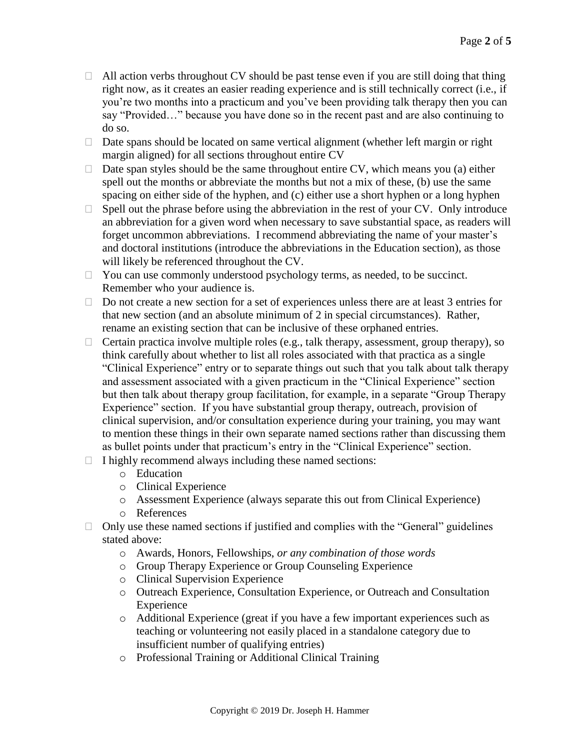- All action verbs throughout CV should be past tense even if you are still doing that thing right now, as it creates an easier reading experience and is still technically correct (i.e., if you're two months into a practicum and you've been providing talk therapy then you can say "Provided…" because you have done so in the recent past and are also continuing to do so.
- Date spans should be located on same vertical alignment (whether left margin or right margin aligned) for all sections throughout entire CV
- Date span styles should be the same throughout entire CV, which means you (a) either spell out the months or abbreviate the months but not a mix of these, (b) use the same spacing on either side of the hyphen, and (c) either use a short hyphen or a long hyphen
- Spell out the phrase before using the abbreviation in the rest of your CV. Only introduce an abbreviation for a given word when necessary to save substantial space, as readers will forget uncommon abbreviations. I recommend abbreviating the name of your master's and doctoral institutions (introduce the abbreviations in the Education section), as those will likely be referenced throughout the CV.
- You can use commonly understood psychology terms, as needed, to be succinct. Remember who your audience is.
- Do not create a new section for a set of experiences unless there are at least 3 entries for that new section (and an absolute minimum of 2 in special circumstances). Rather, rename an existing section that can be inclusive of these orphaned entries.
- Certain practica involve multiple roles (e.g., talk therapy, assessment, group therapy), so think carefully about whether to list all roles associated with that practica as a single "Clinical Experience" entry or to separate things out such that you talk about talk therapy and assessment associated with a given practicum in the "Clinical Experience" section but then talk about therapy group facilitation, for example, in a separate "Group Therapy Experience" section. If you have substantial group therapy, outreach, provision of clinical supervision, and/or consultation experience during your training, you may want to mention these things in their own separate named sections rather than discussing them as bullet points under that practicum's entry in the "Clinical Experience" section.
- I highly recommend always including these named sections:
  - Education
  - Clinical Experience
  - Assessment Experience (always separate this out from Clinical Experience)
  - References
- Only use these named sections if justified and complies with the "General" guidelines stated above:
  - Awards, Honors, Fellowships, *or any combination of those words*
  - Group Therapy Experience or Group Counseling Experience
  - Clinical Supervision Experience
  - Outreach Experience, Consultation Experience, or Outreach and Consultation Experience
  - Additional Experience (great if you have a few important experiences such as teaching or volunteering not easily placed in a standalone category due to insufficient number of qualifying entries)
  - Professional Training or Additional Clinical Training

Copyright © 2019 Dr. Joseph H. Hammer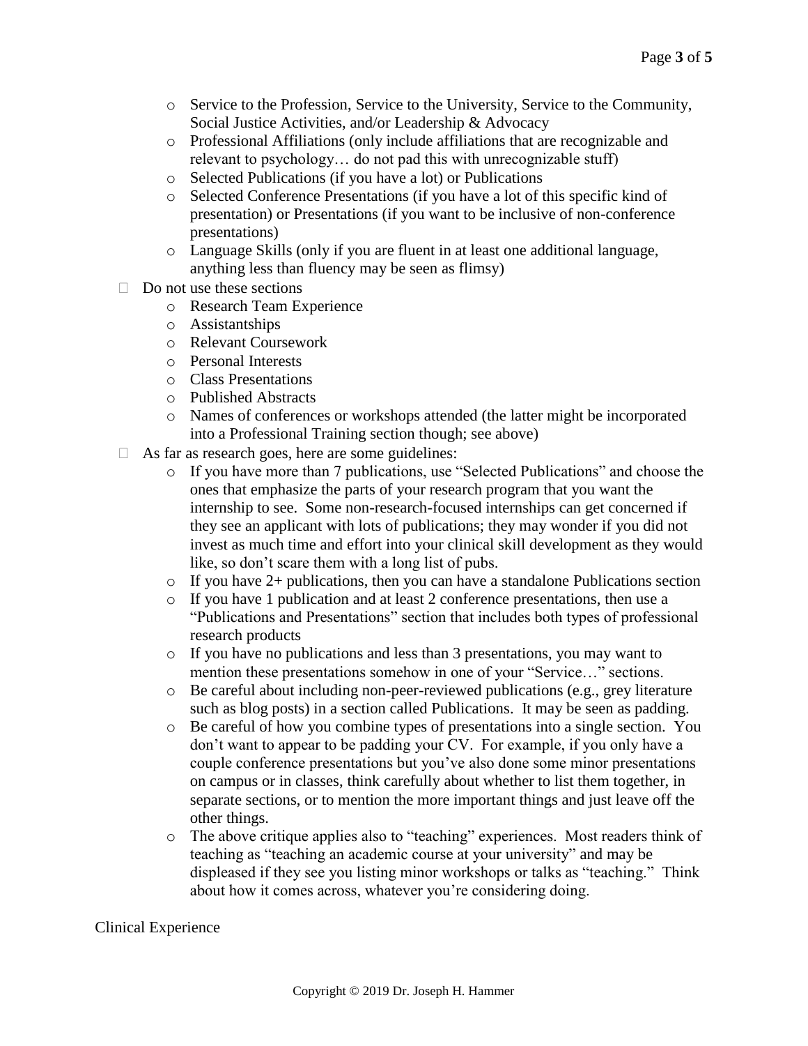- Service to the Profession, Service to the University, Service to the Community, Social Justice Activities, and/or Leadership & Advocacy
  - Professional Affiliations (only include affiliations that are recognizable and relevant to psychology… do not pad this with unrecognizable stuff)
  - Selected Publications (if you have a lot) or Publications
  - Selected Conference Presentations (if you have a lot of this specific kind of presentation) or Presentations (if you want to be inclusive of non-conference presentations)
  - Language Skills (only if you are fluent in at least one additional language, anything less than fluency may be seen as flimsy)
- Do not use these sections
  - Research Team Experience
  - Assistantships
  - Relevant Coursework
  - Personal Interests
  - Class Presentations
  - Published Abstracts
  - Names of conferences or workshops attended (the latter might be incorporated into a Professional Training section though; see above)
- As far as research goes, here are some guidelines:
  - If you have more than 7 publications, use "Selected Publications" and choose the ones that emphasize the parts of your research program that you want the internship to see. Some non-research-focused internships can get concerned if they see an applicant with lots of publications; they may wonder if you did not invest as much time and effort into your clinical skill development as they would like, so don't scare them with a long list of pubs.
  - If you have 2+ publications, then you can have a standalone Publications section
  - If you have 1 publication and at least 2 conference presentations, then use a "Publications and Presentations" section that includes both types of professional research products
  - If you have no publications and less than 3 presentations, you may want to mention these presentations somehow in one of your "Service…" sections.
  - Be careful about including non-peer-reviewed publications (e.g., grey literature such as blog posts) in a section called Publications. It may be seen as padding.
  - Be careful of how you combine types of presentations into a single section. You don't want to appear to be padding your CV. For example, if you only have a couple conference presentations but you've also done some minor presentations on campus or in classes, think carefully about whether to list them together, in separate sections, or to mention the more important things and just leave off the other things.
  - The above critique applies also to "teaching" experiences. Most readers think of teaching as "teaching an academic course at your university" and may be displeased if they see you listing minor workshops or talks as "teaching." Think about how it comes across, whatever you're considering doing.

Clinical Experience

Copyright © 2019 Dr. Joseph H. Hammer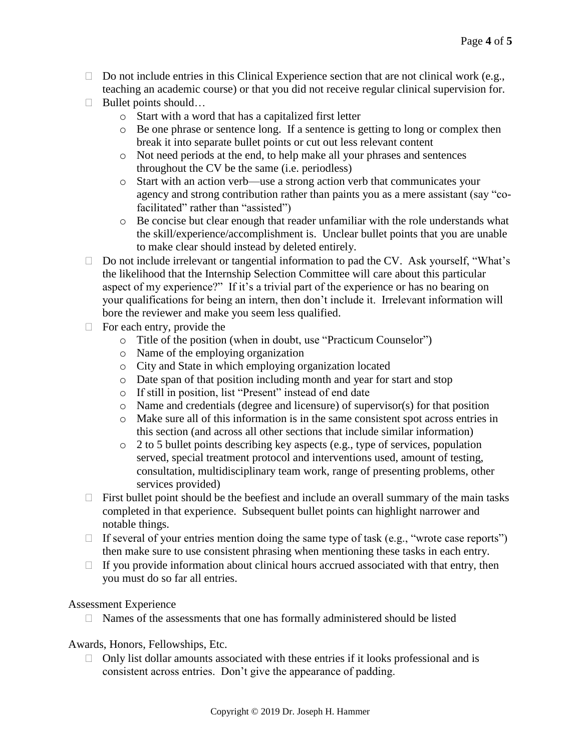- Do not include entries in this Clinical Experience section that are not clinical work (e.g., teaching an academic course) or that you did not receive regular clinical supervision for.
- Bullet points should…
    - Start with a word that has a capitalized first letter
    - Be one phrase or sentence long. If a sentence is getting to long or complex then break it into separate bullet points or cut out less relevant content
    - Not need periods at the end, to help make all your phrases and sentences throughout the CV be the same (i.e. periodless)
    - Start with an action verb—use a strong action verb that communicates your agency and strong contribution rather than paints you as a mere assistant (say "co-facilitated" rather than "assisted")
    - Be concise but clear enough that reader unfamiliar with the role understands what the skill/experience/accomplishment is. Unclear bullet points that you are unable to make clear should instead by deleted entirely.
- Do not include irrelevant or tangential information to pad the CV. Ask yourself, "What's the likelihood that the Internship Selection Committee will care about this particular aspect of my experience?" If it's a trivial part of the experience or has no bearing on your qualifications for being an intern, then don't include it. Irrelevant information will bore the reviewer and make you seem less qualified.
- For each entry, provide the
    - Title of the position (when in doubt, use "Practicum Counselor")
    - Name of the employing organization
    - City and State in which employing organization located
    - Date span of that position including month and year for start and stop
    - If still in position, list "Present" instead of end date
    - Name and credentials (degree and licensure) of supervisor(s) for that position
    - Make sure all of this information is in the same consistent spot across entries in this section (and across all other sections that include similar information)
    - 2 to 5 bullet points describing key aspects (e.g., type of services, population served, special treatment protocol and interventions used, amount of testing, consultation, multidisciplinary team work, range of presenting problems, other services provided)
- First bullet point should be the beefiest and include an overall summary of the main tasks completed in that experience. Subsequent bullet points can highlight narrower and notable things.
- If several of your entries mention doing the same type of task (e.g., "wrote case reports") then make sure to use consistent phrasing when mentioning these tasks in each entry.
- If you provide information about clinical hours accrued associated with that entry, then you must do so far all entries.

Assessment Experience

- Names of the assessments that one has formally administered should be listed

Awards, Honors, Fellowships, Etc.

- Only list dollar amounts associated with these entries if it looks professional and is consistent across entries. Don't give the appearance of padding.

Copyright © 2019 Dr. Joseph H. Hammer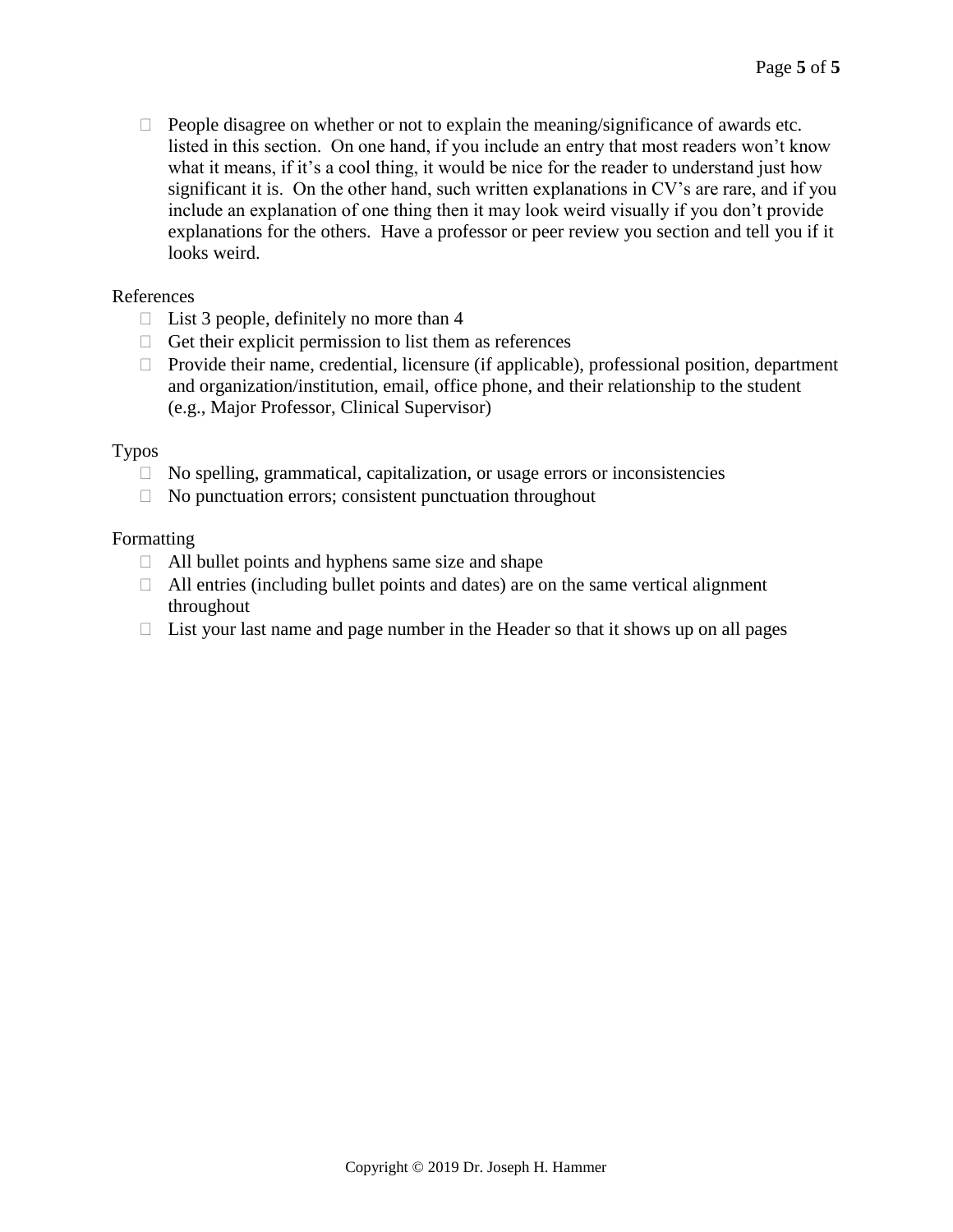- People disagree on whether or not to explain the meaning/significance of awards etc. listed in this section. On one hand, if you include an entry that most readers won't know what it means, if it's a cool thing, it would be nice for the reader to understand just how significant it is. On the other hand, such written explanations in CV's are rare, and if you include an explanation of one thing then it may look weird visually if you don't provide explanations for the others. Have a professor or peer review you section and tell you if it looks weird.

References

- List 3 people, definitely no more than 4
- Get their explicit permission to list them as references
- Provide their name, credential, licensure (if applicable), professional position, department and organization/institution, email, office phone, and their relationship to the student (e.g., Major Professor, Clinical Supervisor)

Typos

- No spelling, grammatical, capitalization, or usage errors or inconsistencies
- No punctuation errors; consistent punctuation throughout

Formatting

- All bullet points and hyphens same size and shape
- All entries (including bullet points and dates) are on the same vertical alignment throughout
- List your last name and page number in the Header so that it shows up on all pages

Copyright © 2019 Dr. Joseph H. Hammer